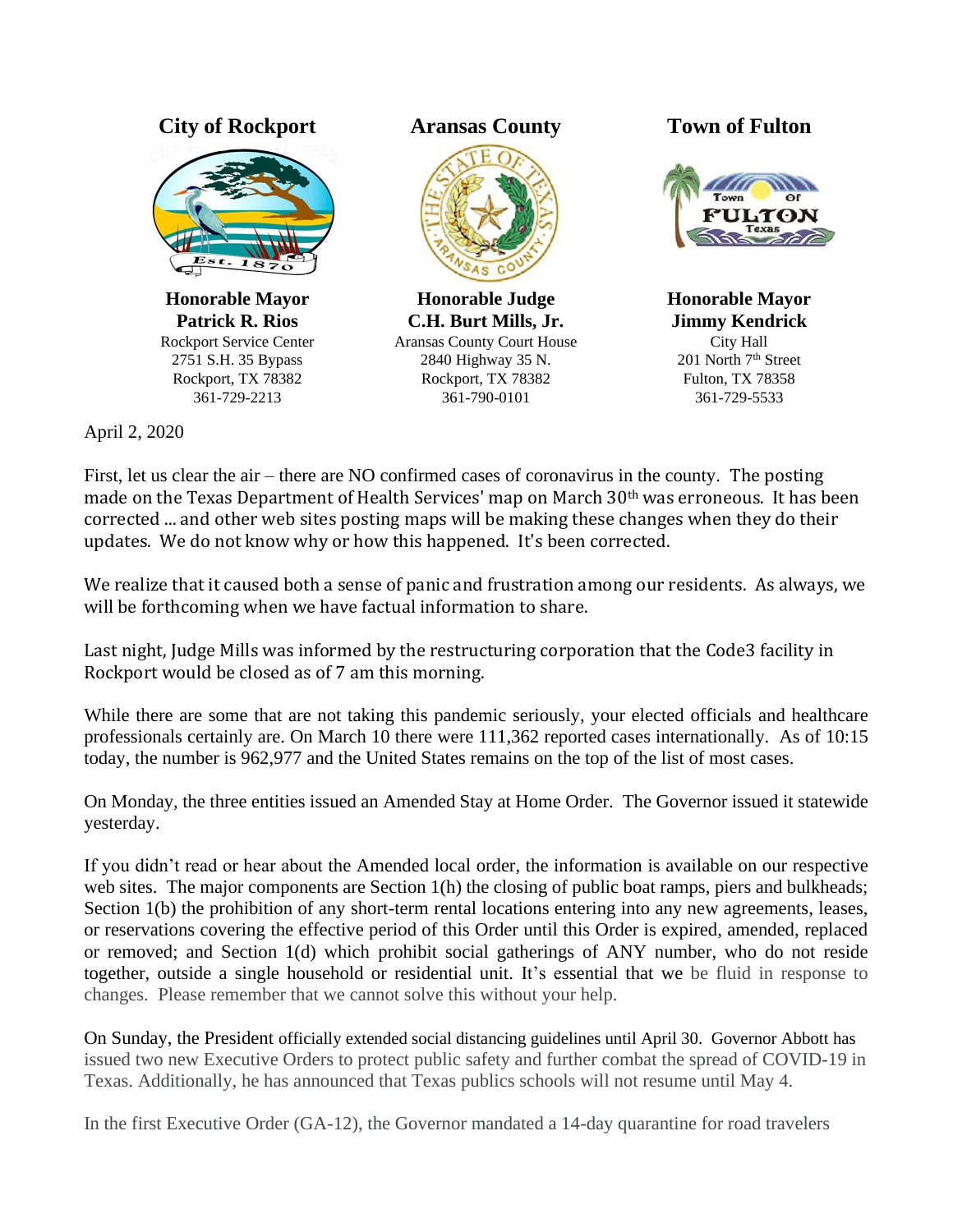| City of Rockport | Aransas County | Town of Fulton |
| --- | --- | --- |
| **Honorable Mayor Patrick R. Rios** | **Honorable Judge C.H. Burt Mills, Jr.** | **Honorable Mayor Jimmy Kendrick** |
| Rockport Service Center | Aransas County Court House | City Hall |
| 2751 S.H. 35 Bypass | 2840 Highway 35 N. | 201 North 7th Street |
| Rockport, TX 78382 | Rockport, TX 78382 | Fulton, TX 78358 |
| 361-729-2213 | 361-790-0101 | 361-729-5533 |

April 2, 2020

First, let us clear the air – there are NO confirmed cases of coronavirus in the county. The posting made on the Texas Department of Health Services' map on March 30th was erroneous. It has been corrected ... and other web sites posting maps will be making these changes when they do their updates. We do not know why or how this happened. It's been corrected.

We realize that it caused both a sense of panic and frustration among our residents. As always, we will be forthcoming when we have factual information to share.

Last night, Judge Mills was informed by the restructuring corporation that the Code3 facility in Rockport would be closed as of 7 am this morning.

While there are some that are not taking this pandemic seriously, your elected officials and healthcare professionals certainly are. On March 10 there were 111,362 reported cases internationally. As of 10:15 today, the number is 962,977 and the United States remains on the top of the list of most cases.

On Monday, the three entities issued an Amended Stay at Home Order. The Governor issued it statewide yesterday.

If you didn't read or hear about the Amended local order, the information is available on our respective web sites. The major components are Section 1(h) the closing of public boat ramps, piers and bulkheads; Section 1(b) the prohibition of any short-term rental locations entering into any new agreements, leases, or reservations covering the effective period of this Order until this Order is expired, amended, replaced or removed; and Section 1(d) which prohibit social gatherings of ANY number, who do not reside together, outside a single household or residential unit. It's essential that we be fluid in response to changes. Please remember that we cannot solve this without your help.

On Sunday, the President officially extended social distancing guidelines until April 30. Governor Abbott has issued two new Executive Orders to protect public safety and further combat the spread of COVID-19 in Texas. Additionally, he has announced that Texas publics schools will not resume until May 4.

In the first Executive Order (GA-12), the Governor mandated a 14-day quarantine for road travelers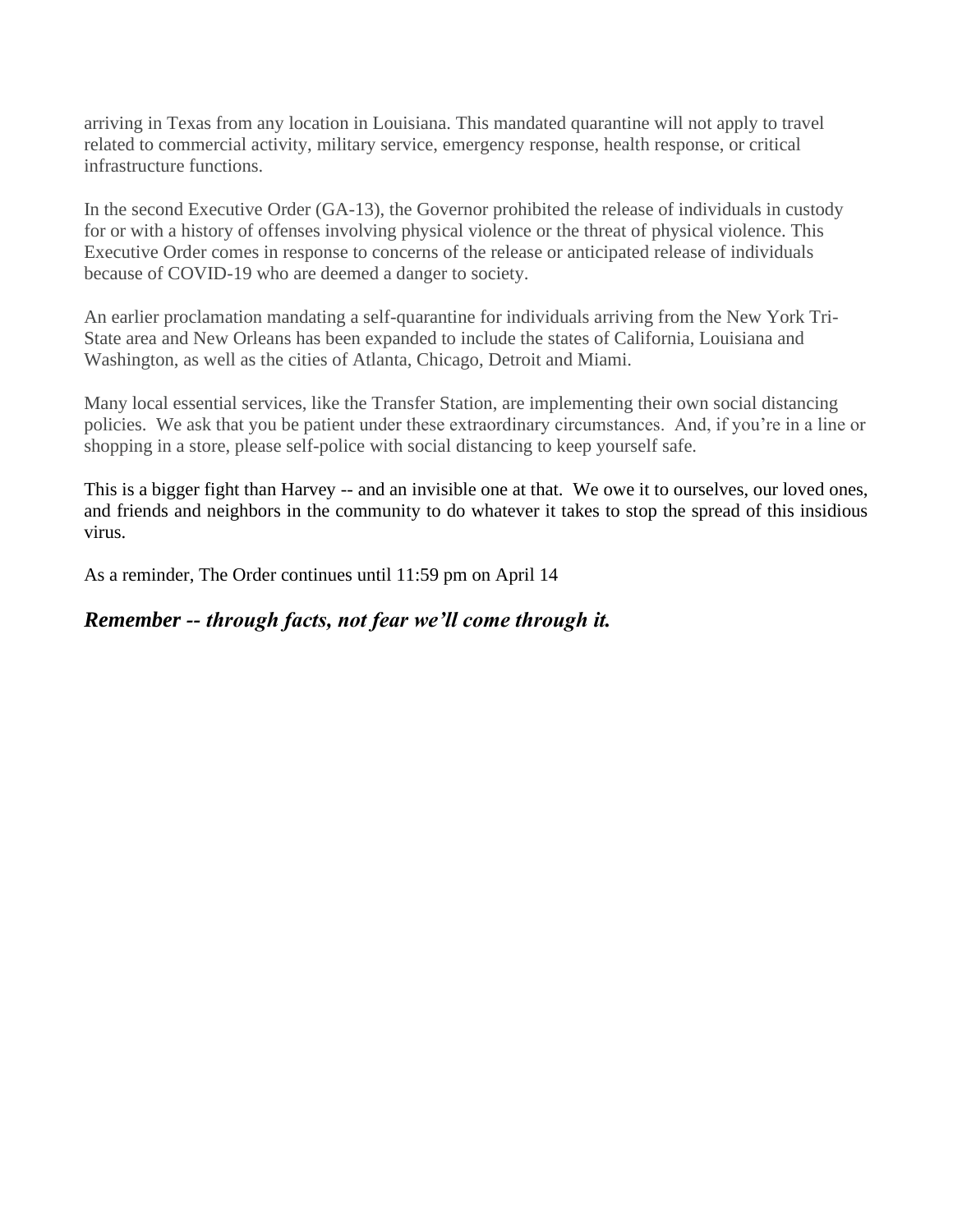arriving in Texas from any location in Louisiana. This mandated quarantine will not apply to travel related to commercial activity, military service, emergency response, health response, or critical infrastructure functions.

In the second Executive Order (GA-13), the Governor prohibited the release of individuals in custody for or with a history of offenses involving physical violence or the threat of physical violence. This Executive Order comes in response to concerns of the release or anticipated release of individuals because of COVID-19 who are deemed a danger to society.

An earlier proclamation mandating a self-quarantine for individuals arriving from the New York Tri-State area and New Orleans has been expanded to include the states of California, Louisiana and Washington, as well as the cities of Atlanta, Chicago, Detroit and Miami.

Many local essential services, like the Transfer Station, are implementing their own social distancing policies. We ask that you be patient under these extraordinary circumstances. And, if you're in a line or shopping in a store, please self-police with social distancing to keep yourself safe.

This is a bigger fight than Harvey -- and an invisible one at that. We owe it to ourselves, our loved ones, and friends and neighbors in the community to do whatever it takes to stop the spread of this insidious virus.

As a reminder, The Order continues until 11:59 pm on April 14

***Remember -- through facts, not fear we'll come through it.***